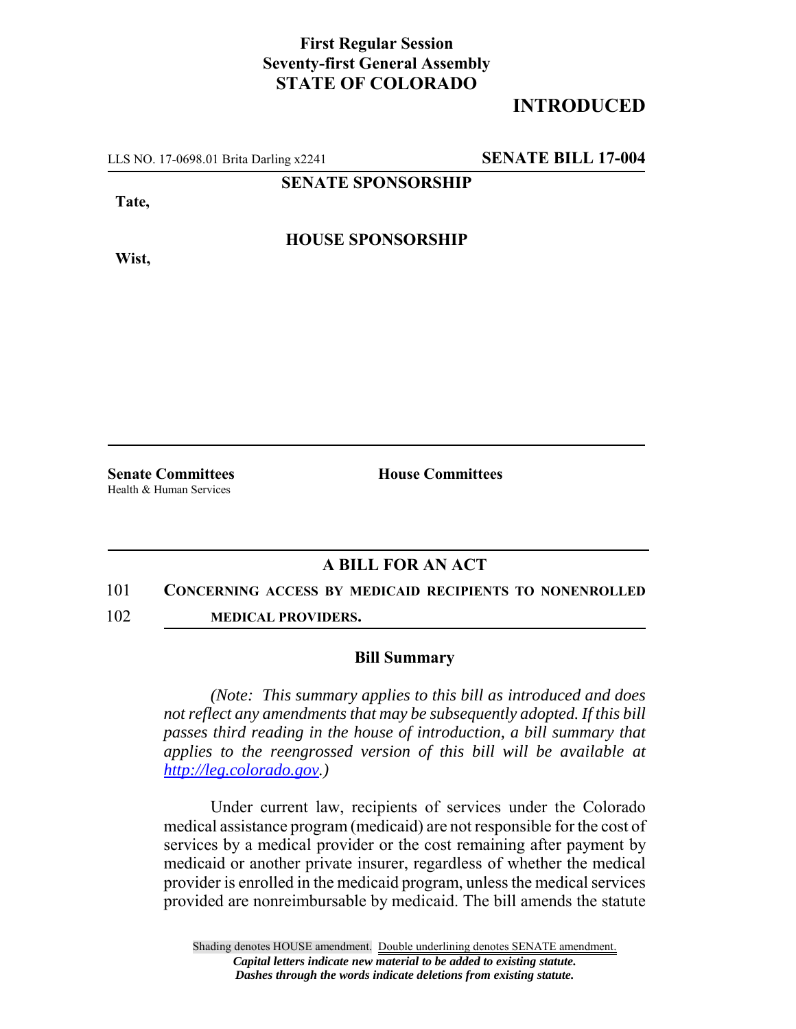**First Regular Session**
**Seventy-first General Assembly**
**STATE OF COLORADO**

**INTRODUCED**

LLS NO. 17-0698.01 Brita Darling x2241 **SENATE BILL 17-004**

**SENATE SPONSORSHIP**

**Tate,**

**HOUSE SPONSORSHIP**

**Wist,**

**Senate Committees**
Health & Human Services

**House Committees**

## A BILL FOR AN ACT

101 **CONCERNING ACCESS BY MEDICAID RECIPIENTS TO NONENROLLED**
102 **MEDICAL PROVIDERS.**

### Bill Summary

*(Note: This summary applies to this bill as introduced and does not reflect any amendments that may be subsequently adopted. If this bill passes third reading in the house of introduction, a bill summary that applies to the reengrossed version of this bill will be available at http://leg.colorado.gov.)*

Under current law, recipients of services under the Colorado medical assistance program (medicaid) are not responsible for the cost of services by a medical provider or the cost remaining after payment by medicaid or another private insurer, regardless of whether the medical provider is enrolled in the medicaid program, unless the medical services provided are nonreimbursable by medicaid. The bill amends the statute

Shading denotes HOUSE amendment. Double underlining denotes SENATE amendment.
*Capital letters indicate new material to be added to existing statute.*
*Dashes through the words indicate deletions from existing statute.*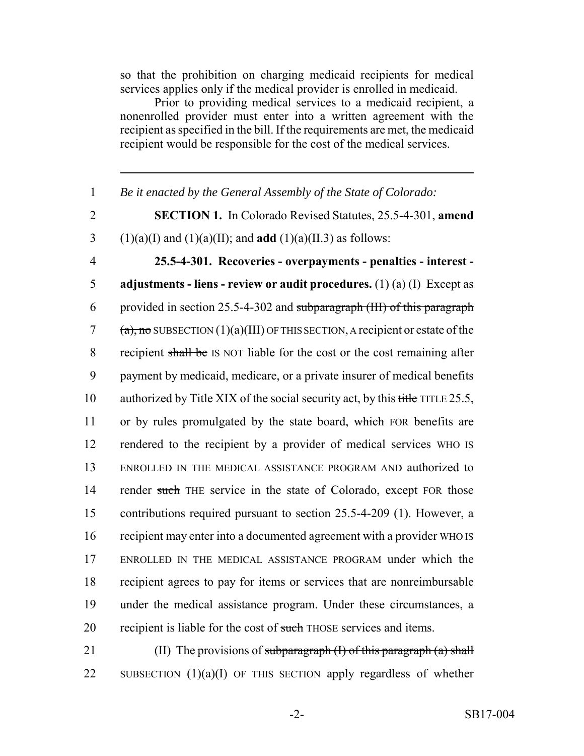so that the prohibition on charging medicaid recipients for medical services applies only if the medical provider is enrolled in medicaid.

Prior to providing medical services to a medicaid recipient, a nonenrolled provider must enter into a written agreement with the recipient as specified in the bill. If the requirements are met, the medicaid recipient would be responsible for the cost of the medical services.

---

1 *Be it enacted by the General Assembly of the State of Colorado:*

2 **SECTION 1.** In Colorado Revised Statutes, 25.5-4-301, **amend**
3 (1)(a)(I) and (1)(a)(II); and **add** (1)(a)(II.3) as follows:

4 **25.5-4-301. Recoveries - overpayments - penalties - interest -**
5 **adjustments - liens - review or audit procedures.** (1) (a) (I) Except as
6 provided in section 25.5-4-302 and ~~subparagraph (III) of this paragraph~~
7 ~~(a), no~~ SUBSECTION (1)(a)(III) OF THIS SECTION, A recipient or estate of the
8 recipient ~~shall be~~ IS NOT liable for the cost or the cost remaining after
9 payment by medicaid, medicare, or a private insurer of medical benefits
10 authorized by Title XIX of the social security act, by this ~~title~~ TITLE 25.5,
11 or by rules promulgated by the state board, ~~which~~ FOR benefits ~~are~~
12 rendered to the recipient by a provider of medical services WHO IS
13 ENROLLED IN THE MEDICAL ASSISTANCE PROGRAM AND authorized to
14 render ~~such~~ THE service in the state of Colorado, except FOR those
15 contributions required pursuant to section 25.5-4-209 (1). However, a
16 recipient may enter into a documented agreement with a provider WHO IS
17 ENROLLED IN THE MEDICAL ASSISTANCE PROGRAM under which the
18 recipient agrees to pay for items or services that are nonreimbursable
19 under the medical assistance program. Under these circumstances, a
20 recipient is liable for the cost of ~~such~~ THOSE services and items.

21 (II) The provisions of ~~subparagraph (I) of this paragraph (a) shall~~
22 SUBSECTION (1)(a)(I) OF THIS SECTION apply regardless of whether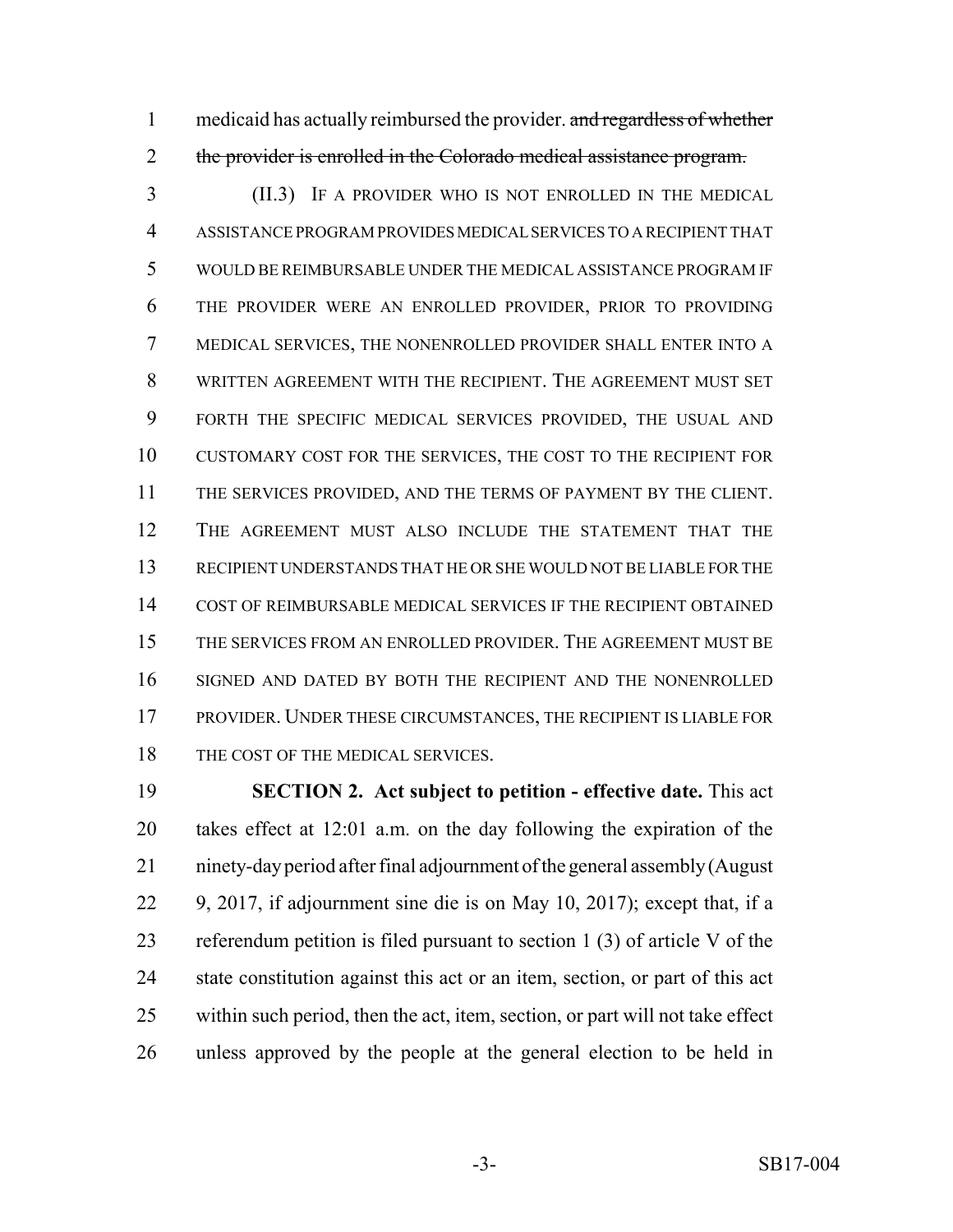medicaid has actually reimbursed the provider. ~~and regardless of whether the provider is enrolled in the Colorado medical assistance program.~~

(II.3) IF A PROVIDER WHO IS NOT ENROLLED IN THE MEDICAL ASSISTANCE PROGRAM PROVIDES MEDICAL SERVICES TO A RECIPIENT THAT WOULD BE REIMBURSABLE UNDER THE MEDICAL ASSISTANCE PROGRAM IF THE PROVIDER WERE AN ENROLLED PROVIDER, PRIOR TO PROVIDING MEDICAL SERVICES, THE NONENROLLED PROVIDER SHALL ENTER INTO A WRITTEN AGREEMENT WITH THE RECIPIENT. THE AGREEMENT MUST SET FORTH THE SPECIFIC MEDICAL SERVICES PROVIDED, THE USUAL AND CUSTOMARY COST FOR THE SERVICES, THE COST TO THE RECIPIENT FOR THE SERVICES PROVIDED, AND THE TERMS OF PAYMENT BY THE CLIENT. THE AGREEMENT MUST ALSO INCLUDE THE STATEMENT THAT THE RECIPIENT UNDERSTANDS THAT HE OR SHE WOULD NOT BE LIABLE FOR THE COST OF REIMBURSABLE MEDICAL SERVICES IF THE RECIPIENT OBTAINED THE SERVICES FROM AN ENROLLED PROVIDER. THE AGREEMENT MUST BE SIGNED AND DATED BY BOTH THE RECIPIENT AND THE NONENROLLED PROVIDER. UNDER THESE CIRCUMSTANCES, THE RECIPIENT IS LIABLE FOR THE COST OF THE MEDICAL SERVICES.

**SECTION 2. Act subject to petition - effective date.** This act takes effect at 12:01 a.m. on the day following the expiration of the ninety-day period after final adjournment of the general assembly (August 9, 2017, if adjournment sine die is on May 10, 2017); except that, if a referendum petition is filed pursuant to section 1 (3) of article V of the state constitution against this act or an item, section, or part of this act within such period, then the act, item, section, or part will not take effect unless approved by the people at the general election to be held in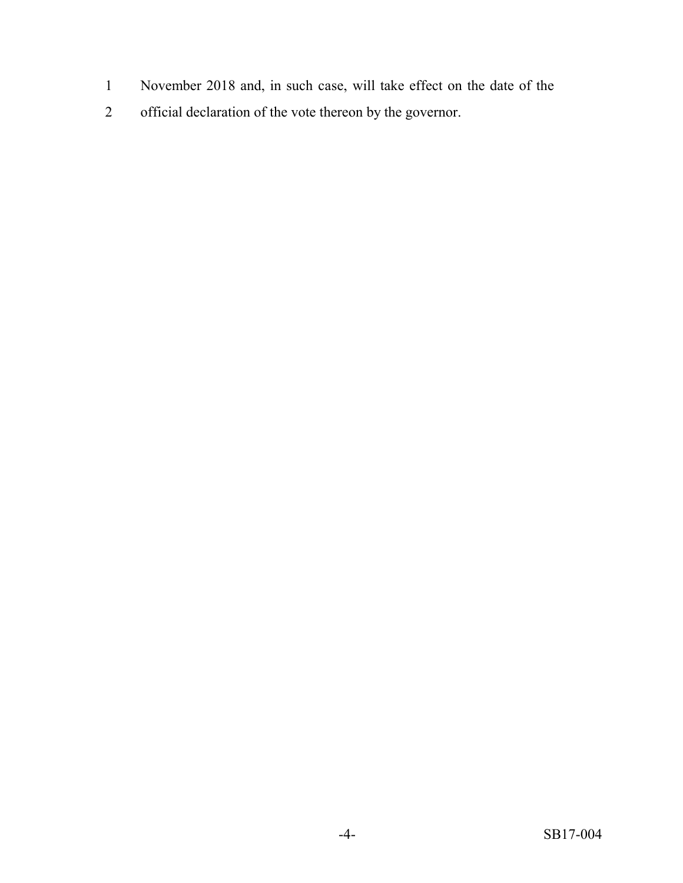November 2018 and, in such case, will take effect on the date of the official declaration of the vote thereon by the governor.